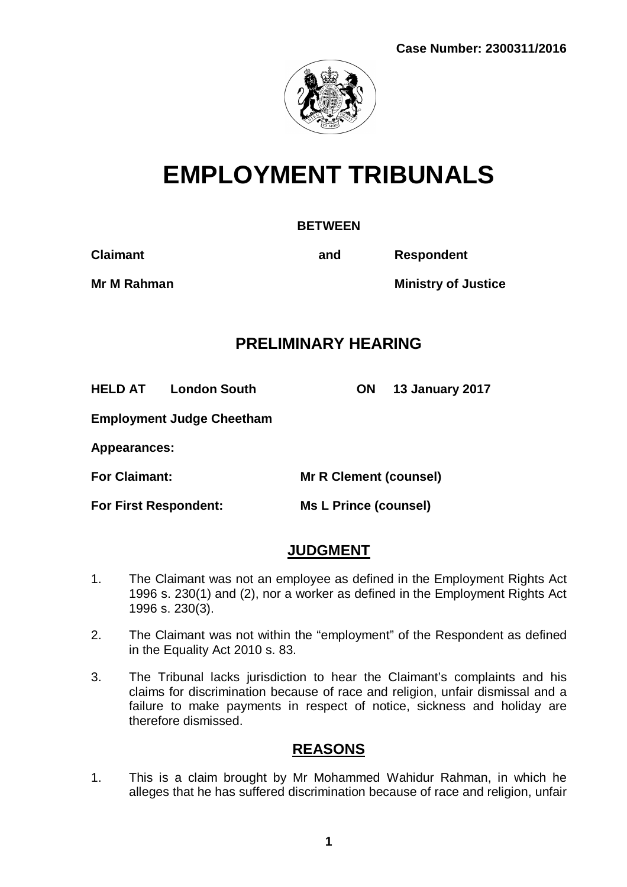**Case Number: 2300311/2016**

# EMPLOYMENT TRIBUNALS

**BETWEEN**

| **Claimant** | **and** | **Respondent** |
|---|---|---|
| **Mr M Rahman** | | **Ministry of Justice** |

## PRELIMINARY HEARING

**HELD AT London South ON 13 January 2017**

**Employment Judge Cheetham**

**Appearances:**

**For Claimant:** **Mr R Clement (counsel)**

**For First Respondent:** **Ms L Prince (counsel)**

## JUDGMENT

1. The Claimant was not an employee as defined in the Employment Rights Act 1996 s. 230(1) and (2), nor a worker as defined in the Employment Rights Act 1996 s. 230(3).

2. The Claimant was not within the "employment" of the Respondent as defined in the Equality Act 2010 s. 83.

3. The Tribunal lacks jurisdiction to hear the Claimant's complaints and his claims for discrimination because of race and religion, unfair dismissal and a failure to make payments in respect of notice, sickness and holiday are therefore dismissed.

## REASONS

1. This is a claim brought by Mr Mohammed Wahidur Rahman, in which he alleges that he has suffered discrimination because of race and religion, unfair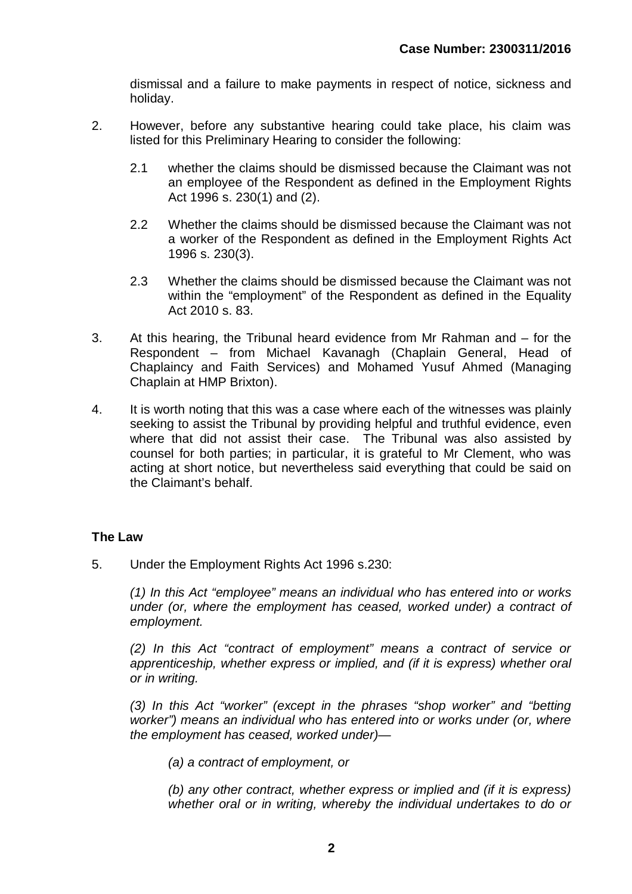dismissal and a failure to make payments in respect of notice, sickness and holiday.

2. However, before any substantive hearing could take place, his claim was listed for this Preliminary Hearing to consider the following:

   2.1 whether the claims should be dismissed because the Claimant was not an employee of the Respondent as defined in the Employment Rights Act 1996 s. 230(1) and (2).

   2.2 Whether the claims should be dismissed because the Claimant was not a worker of the Respondent as defined in the Employment Rights Act 1996 s. 230(3).

   2.3 Whether the claims should be dismissed because the Claimant was not within the "employment" of the Respondent as defined in the Equality Act 2010 s. 83.

3. At this hearing, the Tribunal heard evidence from Mr Rahman and – for the Respondent – from Michael Kavanagh (Chaplain General, Head of Chaplaincy and Faith Services) and Mohamed Yusuf Ahmed (Managing Chaplain at HMP Brixton).

4. It is worth noting that this was a case where each of the witnesses was plainly seeking to assist the Tribunal by providing helpful and truthful evidence, even where that did not assist their case. The Tribunal was also assisted by counsel for both parties; in particular, it is grateful to Mr Clement, who was acting at short notice, but nevertheless said everything that could be said on the Claimant's behalf.

## The Law

5. Under the Employment Rights Act 1996 s.230:

   *(1) In this Act "employee" means an individual who has entered into or works under (or, where the employment has ceased, worked under) a contract of employment.*

   *(2) In this Act "contract of employment" means a contract of service or apprenticeship, whether express or implied, and (if it is express) whether oral or in writing.*

   *(3) In this Act "worker" (except in the phrases "shop worker" and "betting worker") means an individual who has entered into or works under (or, where the employment has ceased, worked under)—*

   *(a) a contract of employment, or*

   *(b) any other contract, whether express or implied and (if it is express) whether oral or in writing, whereby the individual undertakes to do or*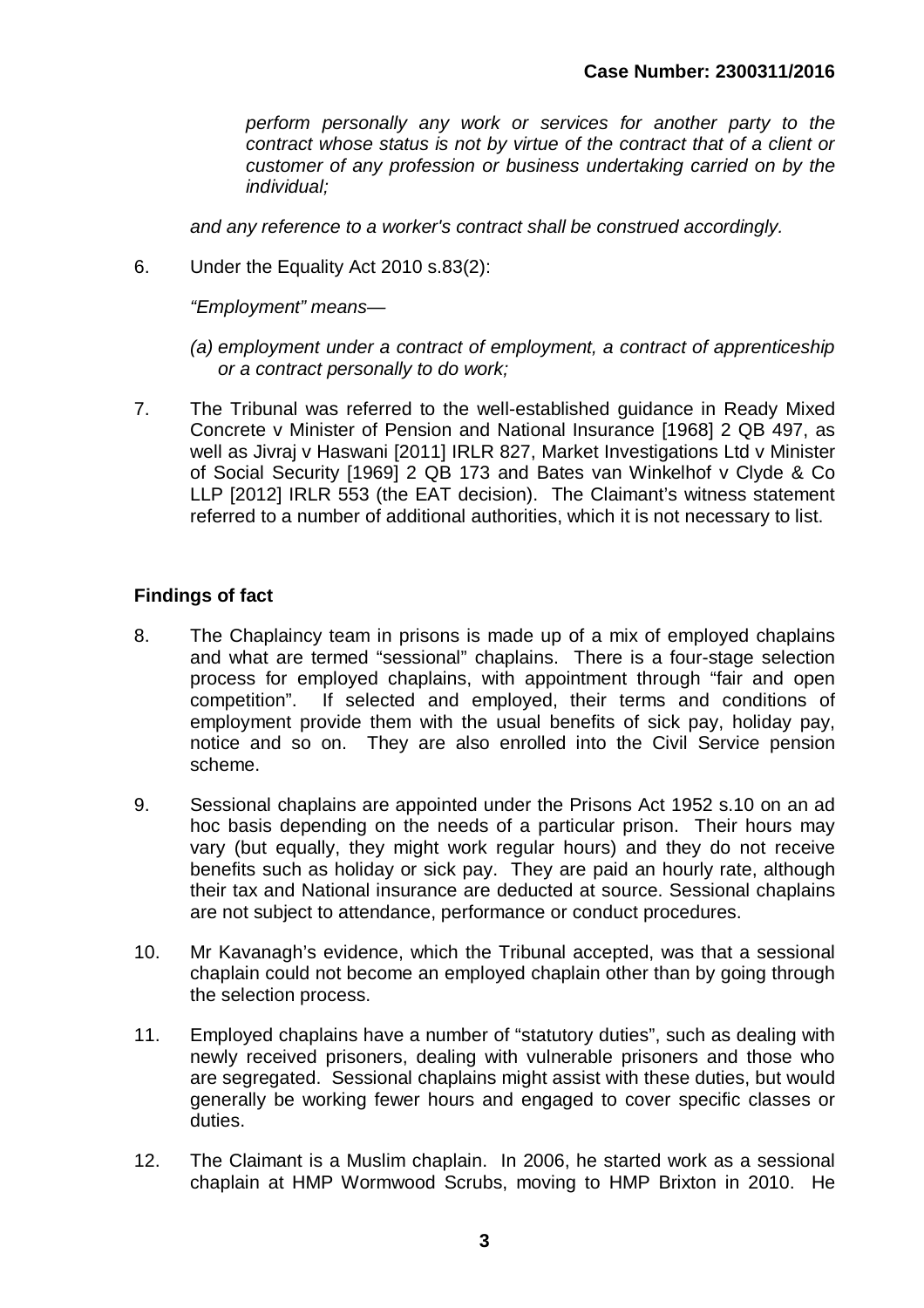*perform personally any work or services for another party to the contract whose status is not by virtue of the contract that of a client or customer of any profession or business undertaking carried on by the individual;*

*and any reference to a worker's contract shall be construed accordingly.*

6. Under the Equality Act 2010 s.83(2):

   *"Employment" means—*

   *(a) employment under a contract of employment, a contract of apprenticeship or a contract personally to do work;*

7. The Tribunal was referred to the well-established guidance in Ready Mixed Concrete v Minister of Pension and National Insurance [1968] 2 QB 497, as well as Jivraj v Haswani [2011] IRLR 827, Market Investigations Ltd v Minister of Social Security [1969] 2 QB 173 and Bates van Winkelhof v Clyde & Co LLP [2012] IRLR 553 (the EAT decision). The Claimant's witness statement referred to a number of additional authorities, which it is not necessary to list.

**Findings of fact**

8. The Chaplaincy team in prisons is made up of a mix of employed chaplains and what are termed "sessional" chaplains. There is a four-stage selection process for employed chaplains, with appointment through "fair and open competition". If selected and employed, their terms and conditions of employment provide them with the usual benefits of sick pay, holiday pay, notice and so on. They are also enrolled into the Civil Service pension scheme.

9. Sessional chaplains are appointed under the Prisons Act 1952 s.10 on an ad hoc basis depending on the needs of a particular prison. Their hours may vary (but equally, they might work regular hours) and they do not receive benefits such as holiday or sick pay. They are paid an hourly rate, although their tax and National insurance are deducted at source. Sessional chaplains are not subject to attendance, performance or conduct procedures.

10. Mr Kavanagh's evidence, which the Tribunal accepted, was that a sessional chaplain could not become an employed chaplain other than by going through the selection process.

11. Employed chaplains have a number of "statutory duties", such as dealing with newly received prisoners, dealing with vulnerable prisoners and those who are segregated. Sessional chaplains might assist with these duties, but would generally be working fewer hours and engaged to cover specific classes or duties.

12. The Claimant is a Muslim chaplain. In 2006, he started work as a sessional chaplain at HMP Wormwood Scrubs, moving to HMP Brixton in 2010. He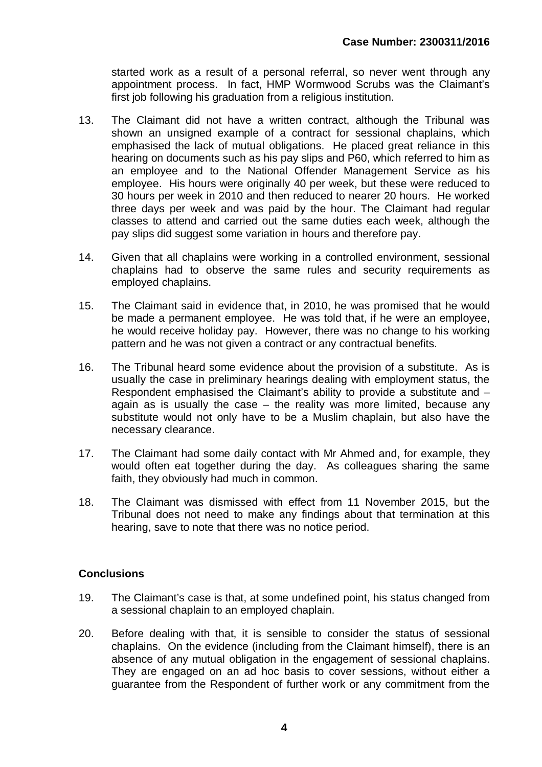started work as a result of a personal referral, so never went through any appointment process. In fact, HMP Wormwood Scrubs was the Claimant's first job following his graduation from a religious institution.

13. The Claimant did not have a written contract, although the Tribunal was shown an unsigned example of a contract for sessional chaplains, which emphasised the lack of mutual obligations. He placed great reliance in this hearing on documents such as his pay slips and P60, which referred to him as an employee and to the National Offender Management Service as his employee. His hours were originally 40 per week, but these were reduced to 30 hours per week in 2010 and then reduced to nearer 20 hours. He worked three days per week and was paid by the hour. The Claimant had regular classes to attend and carried out the same duties each week, although the pay slips did suggest some variation in hours and therefore pay.

14. Given that all chaplains were working in a controlled environment, sessional chaplains had to observe the same rules and security requirements as employed chaplains.

15. The Claimant said in evidence that, in 2010, he was promised that he would be made a permanent employee. He was told that, if he were an employee, he would receive holiday pay. However, there was no change to his working pattern and he was not given a contract or any contractual benefits.

16. The Tribunal heard some evidence about the provision of a substitute. As is usually the case in preliminary hearings dealing with employment status, the Respondent emphasised the Claimant's ability to provide a substitute and – again as is usually the case – the reality was more limited, because any substitute would not only have to be a Muslim chaplain, but also have the necessary clearance.

17. The Claimant had some daily contact with Mr Ahmed and, for example, they would often eat together during the day. As colleagues sharing the same faith, they obviously had much in common.

18. The Claimant was dismissed with effect from 11 November 2015, but the Tribunal does not need to make any findings about that termination at this hearing, save to note that there was no notice period.

## Conclusions

19. The Claimant's case is that, at some undefined point, his status changed from a sessional chaplain to an employed chaplain.

20. Before dealing with that, it is sensible to consider the status of sessional chaplains. On the evidence (including from the Claimant himself), there is an absence of any mutual obligation in the engagement of sessional chaplains. They are engaged on an ad hoc basis to cover sessions, without either a guarantee from the Respondent of further work or any commitment from the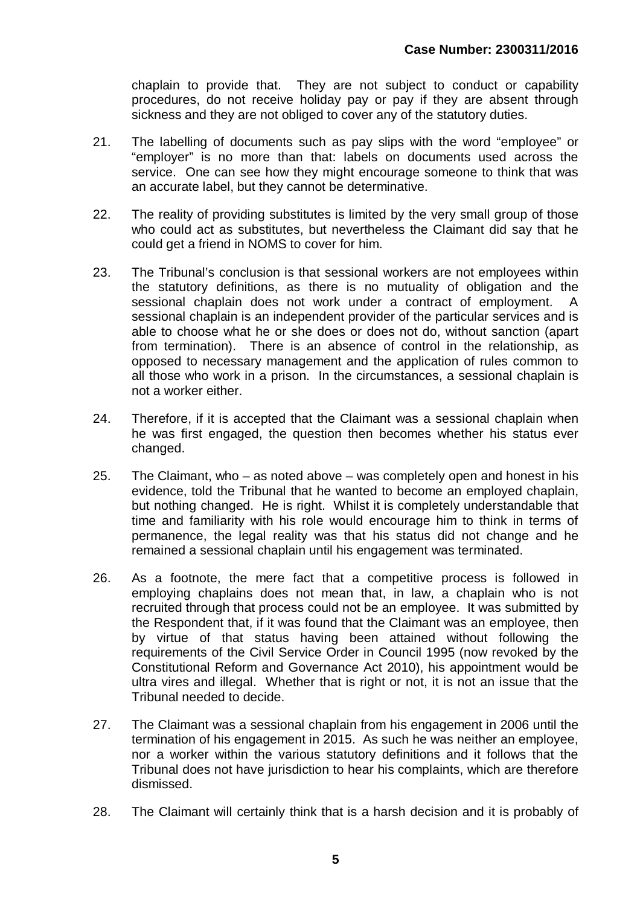chaplain to provide that. They are not subject to conduct or capability procedures, do not receive holiday pay or pay if they are absent through sickness and they are not obliged to cover any of the statutory duties.

21. The labelling of documents such as pay slips with the word "employee" or "employer" is no more than that: labels on documents used across the service. One can see how they might encourage someone to think that was an accurate label, but they cannot be determinative.

22. The reality of providing substitutes is limited by the very small group of those who could act as substitutes, but nevertheless the Claimant did say that he could get a friend in NOMS to cover for him.

23. The Tribunal's conclusion is that sessional workers are not employees within the statutory definitions, as there is no mutuality of obligation and the sessional chaplain does not work under a contract of employment. A sessional chaplain is an independent provider of the particular services and is able to choose what he or she does or does not do, without sanction (apart from termination). There is an absence of control in the relationship, as opposed to necessary management and the application of rules common to all those who work in a prison. In the circumstances, a sessional chaplain is not a worker either.

24. Therefore, if it is accepted that the Claimant was a sessional chaplain when he was first engaged, the question then becomes whether his status ever changed.

25. The Claimant, who – as noted above – was completely open and honest in his evidence, told the Tribunal that he wanted to become an employed chaplain, but nothing changed. He is right. Whilst it is completely understandable that time and familiarity with his role would encourage him to think in terms of permanence, the legal reality was that his status did not change and he remained a sessional chaplain until his engagement was terminated.

26. As a footnote, the mere fact that a competitive process is followed in employing chaplains does not mean that, in law, a chaplain who is not recruited through that process could not be an employee. It was submitted by the Respondent that, if it was found that the Claimant was an employee, then by virtue of that status having been attained without following the requirements of the Civil Service Order in Council 1995 (now revoked by the Constitutional Reform and Governance Act 2010), his appointment would be ultra vires and illegal. Whether that is right or not, it is not an issue that the Tribunal needed to decide.

27. The Claimant was a sessional chaplain from his engagement in 2006 until the termination of his engagement in 2015. As such he was neither an employee, nor a worker within the various statutory definitions and it follows that the Tribunal does not have jurisdiction to hear his complaints, which are therefore dismissed.

28. The Claimant will certainly think that is a harsh decision and it is probably of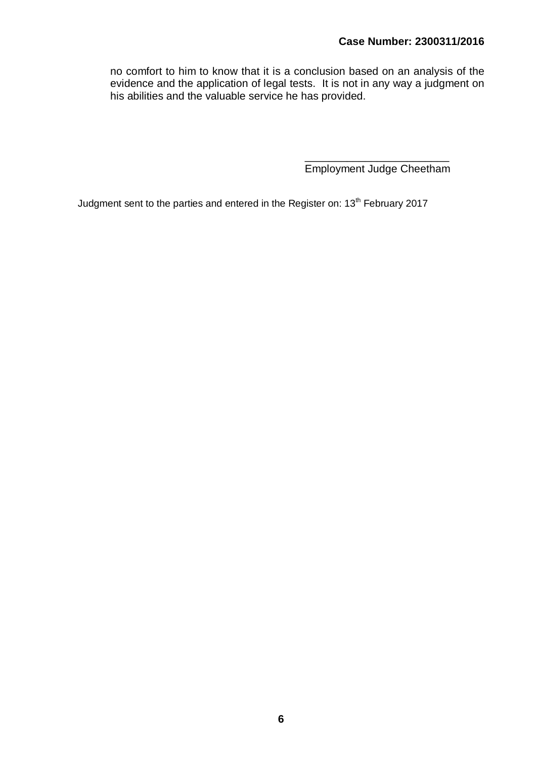no comfort to him to know that it is a conclusion based on an analysis of the evidence and the application of legal tests. It is not in any way a judgment on his abilities and the valuable service he has provided.

\_\_\_\_\_\_\_\_\_\_\_\_\_\_\_\_\_\_\_\_\_\_\_\_\_\_\_\_\_\_\_\_
Employment Judge Cheetham

Judgment sent to the parties and entered in the Register on: 13th February 2017